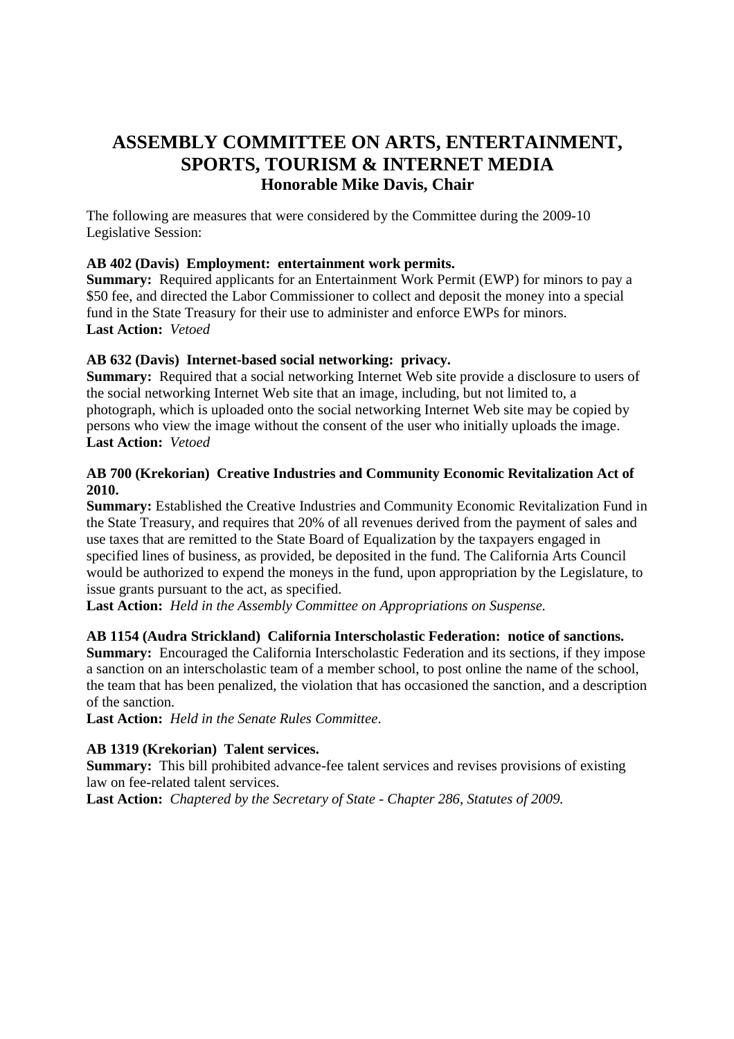# ASSEMBLY COMMITTEE ON ARTS, ENTERTAINMENT, SPORTS, TOURISM & INTERNET MEDIA

## Honorable Mike Davis, Chair

The following are measures that were considered by the Committee during the 2009-10 Legislative Session:

**AB 402 (Davis) Employment: entertainment work permits.**
**Summary:** Required applicants for an Entertainment Work Permit (EWP) for minors to pay a $50 fee, and directed the Labor Commissioner to collect and deposit the money into a special fund in the State Treasury for their use to administer and enforce EWPs for minors.
**Last Action:** *Vetoed*

**AB 632 (Davis) Internet-based social networking: privacy.**
**Summary:** Required that a social networking Internet Web site provide a disclosure to users of the social networking Internet Web site that an image, including, but not limited to, a photograph, which is uploaded onto the social networking Internet Web site may be copied by persons who view the image without the consent of the user who initially uploads the image.
**Last Action:** *Vetoed*

**AB 700 (Krekorian) Creative Industries and Community Economic Revitalization Act of 2010.**
**Summary:** Established the Creative Industries and Community Economic Revitalization Fund in the State Treasury, and requires that 20% of all revenues derived from the payment of sales and use taxes that are remitted to the State Board of Equalization by the taxpayers engaged in specified lines of business, as provided, be deposited in the fund. The California Arts Council would be authorized to expend the moneys in the fund, upon appropriation by the Legislature, to issue grants pursuant to the act, as specified.
**Last Action:** *Held in the Assembly Committee on Appropriations on Suspense.*

**AB 1154 (Audra Strickland) California Interscholastic Federation: notice of sanctions.**
**Summary:** Encouraged the California Interscholastic Federation and its sections, if they impose a sanction on an interscholastic team of a member school, to post online the name of the school, the team that has been penalized, the violation that has occasioned the sanction, and a description of the sanction.
**Last Action:** *Held in the Senate Rules Committee*.

**AB 1319 (Krekorian) Talent services.**
**Summary:** This bill prohibited advance-fee talent services and revises provisions of existing law on fee-related talent services.
**Last Action:** *Chaptered by the Secretary of State - Chapter 286, Statutes of 2009.*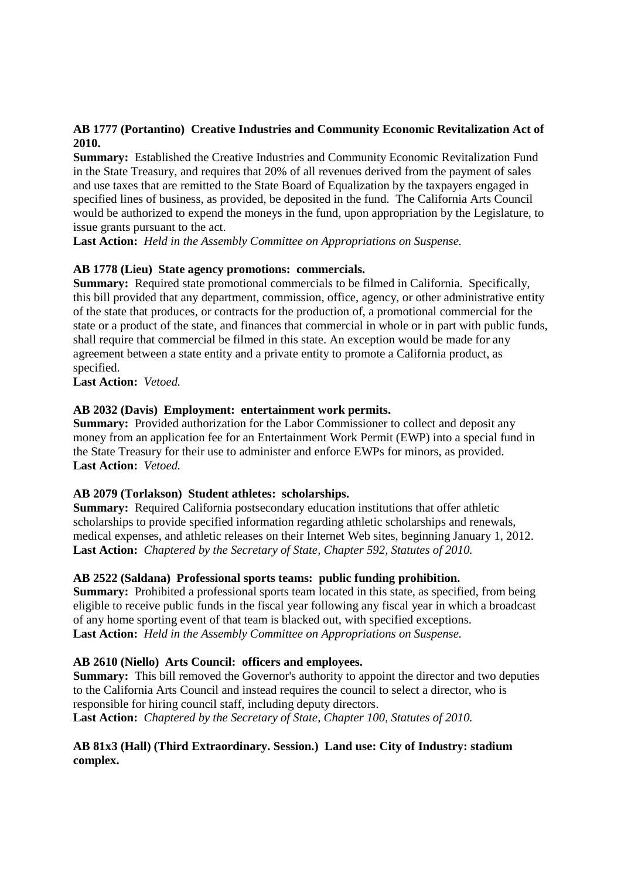**AB 1777 (Portantino) Creative Industries and Community Economic Revitalization Act of 2010.**
**Summary:** Established the Creative Industries and Community Economic Revitalization Fund in the State Treasury, and requires that 20% of all revenues derived from the payment of sales and use taxes that are remitted to the State Board of Equalization by the taxpayers engaged in specified lines of business, as provided, be deposited in the fund. The California Arts Council would be authorized to expend the moneys in the fund, upon appropriation by the Legislature, to issue grants pursuant to the act.
**Last Action:** *Held in the Assembly Committee on Appropriations on Suspense.*

**AB 1778 (Lieu) State agency promotions: commercials.**
**Summary:** Required state promotional commercials to be filmed in California. Specifically, this bill provided that any department, commission, office, agency, or other administrative entity of the state that produces, or contracts for the production of, a promotional commercial for the state or a product of the state, and finances that commercial in whole or in part with public funds, shall require that commercial be filmed in this state. An exception would be made for any agreement between a state entity and a private entity to promote a California product, as specified.
**Last Action:** *Vetoed.*

**AB 2032 (Davis) Employment: entertainment work permits.**
**Summary:** Provided authorization for the Labor Commissioner to collect and deposit any money from an application fee for an Entertainment Work Permit (EWP) into a special fund in the State Treasury for their use to administer and enforce EWPs for minors, as provided.
**Last Action:** *Vetoed.*

**AB 2079 (Torlakson) Student athletes: scholarships.**
**Summary:** Required California postsecondary education institutions that offer athletic scholarships to provide specified information regarding athletic scholarships and renewals, medical expenses, and athletic releases on their Internet Web sites, beginning January 1, 2012.
**Last Action:** *Chaptered by the Secretary of State, Chapter 592, Statutes of 2010.*

**AB 2522 (Saldana) Professional sports teams: public funding prohibition.**
**Summary:** Prohibited a professional sports team located in this state, as specified, from being eligible to receive public funds in the fiscal year following any fiscal year in which a broadcast of any home sporting event of that team is blacked out, with specified exceptions.
**Last Action:** *Held in the Assembly Committee on Appropriations on Suspense.*

**AB 2610 (Niello) Arts Council: officers and employees.**
**Summary:** This bill removed the Governor's authority to appoint the director and two deputies to the California Arts Council and instead requires the council to select a director, who is responsible for hiring council staff, including deputy directors.
**Last Action:** *Chaptered by the Secretary of State, Chapter 100, Statutes of 2010.*

**AB 81x3 (Hall) (Third Extraordinary. Session.) Land use: City of Industry: stadium complex.**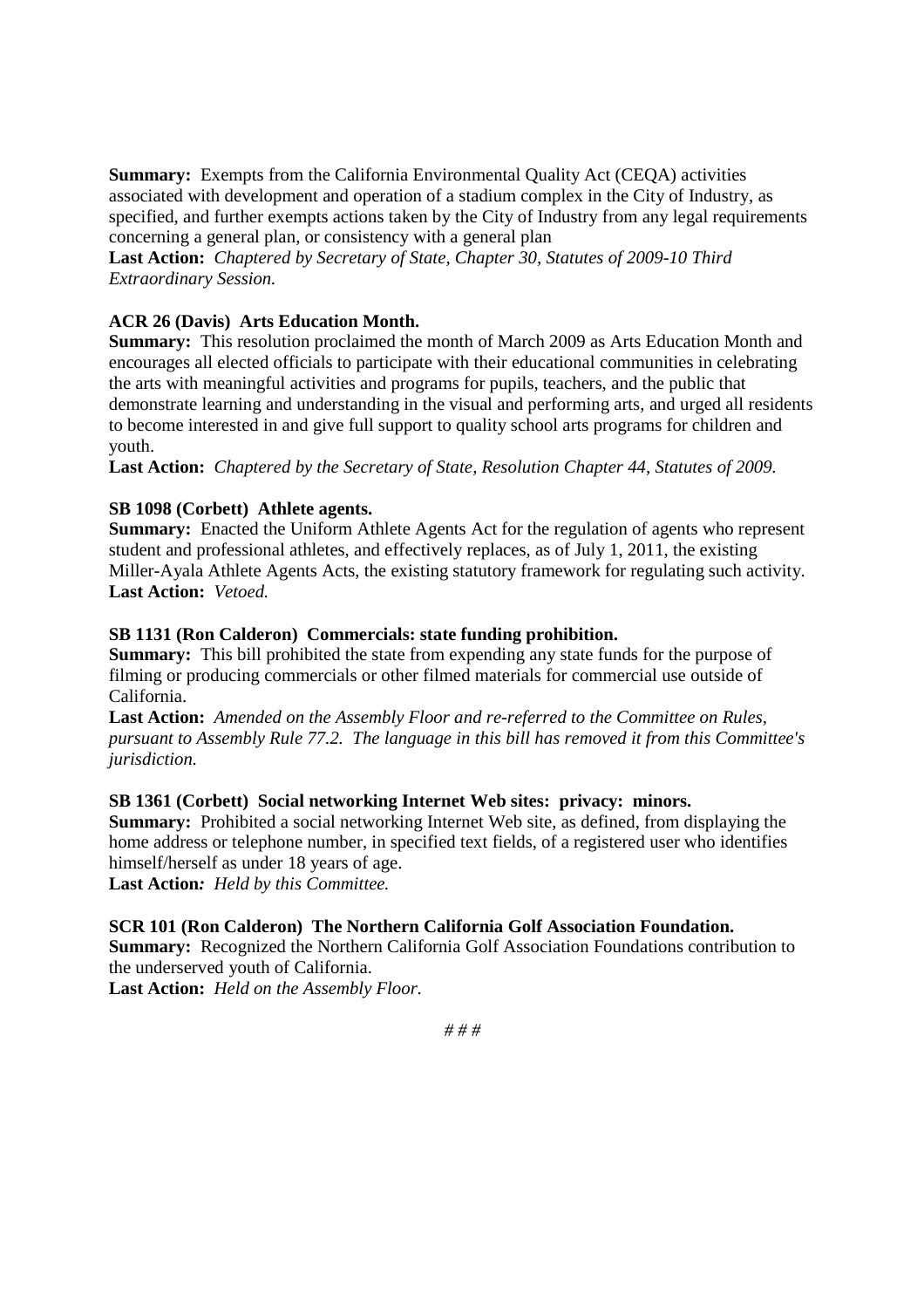**Summary:** Exempts from the California Environmental Quality Act (CEQA) activities associated with development and operation of a stadium complex in the City of Industry, as specified, and further exempts actions taken by the City of Industry from any legal requirements concerning a general plan, or consistency with a general plan

**Last Action:** *Chaptered by Secretary of State, Chapter 30, Statutes of 2009-10 Third Extraordinary Session.*

**ACR 26 (Davis) Arts Education Month.**

**Summary:** This resolution proclaimed the month of March 2009 as Arts Education Month and encourages all elected officials to participate with their educational communities in celebrating the arts with meaningful activities and programs for pupils, teachers, and the public that demonstrate learning and understanding in the visual and performing arts, and urged all residents to become interested in and give full support to quality school arts programs for children and youth.

**Last Action:** *Chaptered by the Secretary of State, Resolution Chapter 44, Statutes of 2009.*

**SB 1098 (Corbett) Athlete agents.**

**Summary:** Enacted the Uniform Athlete Agents Act for the regulation of agents who represent student and professional athletes, and effectively replaces, as of July 1, 2011, the existing Miller-Ayala Athlete Agents Acts, the existing statutory framework for regulating such activity.

**Last Action:** *Vetoed.*

**SB 1131 (Ron Calderon) Commercials: state funding prohibition.**

**Summary:** This bill prohibited the state from expending any state funds for the purpose of filming or producing commercials or other filmed materials for commercial use outside of California.

**Last Action:** *Amended on the Assembly Floor and re-referred to the Committee on Rules, pursuant to Assembly Rule 77.2. The language in this bill has removed it from this Committee's jurisdiction.*

**SB 1361 (Corbett) Social networking Internet Web sites: privacy: minors.**

**Summary:** Prohibited a social networking Internet Web site, as defined, from displaying the home address or telephone number, in specified text fields, of a registered user who identifies himself/herself as under 18 years of age.

**Last Action:** *Held by this Committee.*

**SCR 101 (Ron Calderon) The Northern California Golf Association Foundation.**

**Summary:** Recognized the Northern California Golf Association Foundations contribution to the underserved youth of California.

**Last Action:** *Held on the Assembly Floor.*

*# # #*